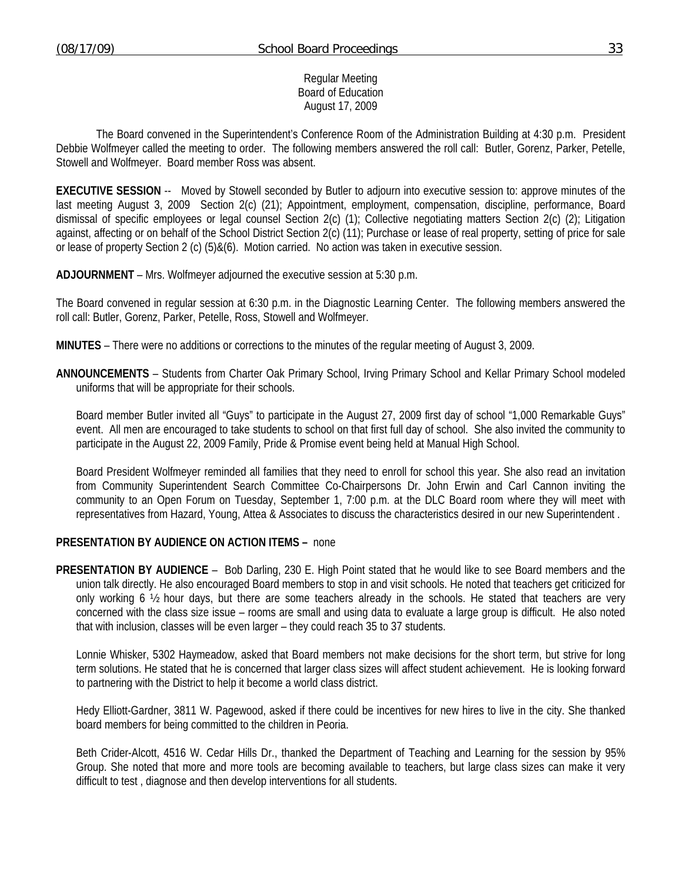Regular Meeting
Board of Education
August 17, 2009

The Board convened in the Superintendent's Conference Room of the Administration Building at 4:30 p.m. President Debbie Wolfmeyer called the meeting to order. The following members answered the roll call: Butler, Gorenz, Parker, Petelle, Stowell and Wolfmeyer. Board member Ross was absent.

**EXECUTIVE SESSION** -- Moved by Stowell seconded by Butler to adjourn into executive session to: approve minutes of the last meeting August 3, 2009 Section 2(c) (21); Appointment, employment, compensation, discipline, performance, Board dismissal of specific employees or legal counsel Section 2(c) (1); Collective negotiating matters Section 2(c) (2); Litigation against, affecting or on behalf of the School District Section 2(c) (11); Purchase or lease of real property, setting of price for sale or lease of property Section 2 (c) (5)&(6). Motion carried. No action was taken in executive session.

**ADJOURNMENT** – Mrs. Wolfmeyer adjourned the executive session at 5:30 p.m.

The Board convened in regular session at 6:30 p.m. in the Diagnostic Learning Center. The following members answered the roll call: Butler, Gorenz, Parker, Petelle, Ross, Stowell and Wolfmeyer.

**MINUTES** – There were no additions or corrections to the minutes of the regular meeting of August 3, 2009.

**ANNOUNCEMENTS** – Students from Charter Oak Primary School, Irving Primary School and Kellar Primary School modeled uniforms that will be appropriate for their schools.

Board member Butler invited all "Guys" to participate in the August 27, 2009 first day of school "1,000 Remarkable Guys" event. All men are encouraged to take students to school on that first full day of school. She also invited the community to participate in the August 22, 2009 Family, Pride & Promise event being held at Manual High School.

Board President Wolfmeyer reminded all families that they need to enroll for school this year. She also read an invitation from Community Superintendent Search Committee Co-Chairpersons Dr. John Erwin and Carl Cannon inviting the community to an Open Forum on Tuesday, September 1, 7:00 p.m. at the DLC Board room where they will meet with representatives from Hazard, Young, Attea & Associates to discuss the characteristics desired in our new Superintendent .

**PRESENTATION BY AUDIENCE ON ACTION ITEMS –** none

**PRESENTATION BY AUDIENCE** – Bob Darling, 230 E. High Point stated that he would like to see Board members and the union talk directly. He also encouraged Board members to stop in and visit schools. He noted that teachers get criticized for only working 6 ½ hour days, but there are some teachers already in the schools. He stated that teachers are very concerned with the class size issue – rooms are small and using data to evaluate a large group is difficult. He also noted that with inclusion, classes will be even larger – they could reach 35 to 37 students.

Lonnie Whisker, 5302 Haymeadow, asked that Board members not make decisions for the short term, but strive for long term solutions. He stated that he is concerned that larger class sizes will affect student achievement. He is looking forward to partnering with the District to help it become a world class district.

Hedy Elliott-Gardner, 3811 W. Pagewood, asked if there could be incentives for new hires to live in the city. She thanked board members for being committed to the children in Peoria.

Beth Crider-Alcott, 4516 W. Cedar Hills Dr., thanked the Department of Teaching and Learning for the session by 95% Group. She noted that more and more tools are becoming available to teachers, but large class sizes can make it very difficult to test , diagnose and then develop interventions for all students.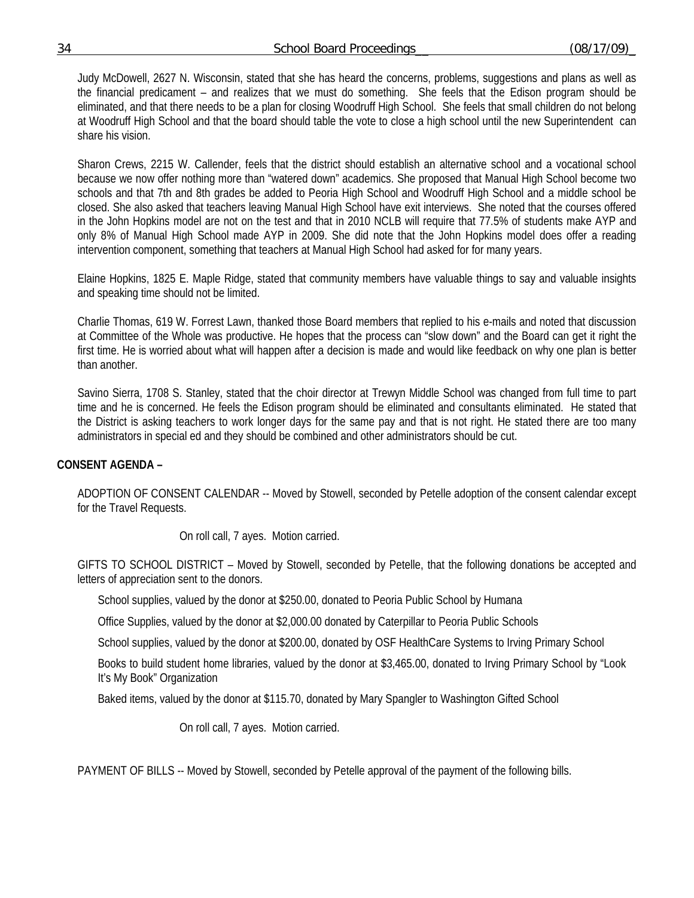Judy McDowell, 2627 N. Wisconsin, stated that she has heard the concerns, problems, suggestions and plans as well as the financial predicament – and realizes that we must do something. She feels that the Edison program should be eliminated, and that there needs to be a plan for closing Woodruff High School. She feels that small children do not belong at Woodruff High School and that the board should table the vote to close a high school until the new Superintendent can share his vision.

Sharon Crews, 2215 W. Callender, feels that the district should establish an alternative school and a vocational school because we now offer nothing more than "watered down" academics. She proposed that Manual High School become two schools and that 7th and 8th grades be added to Peoria High School and Woodruff High School and a middle school be closed. She also asked that teachers leaving Manual High School have exit interviews. She noted that the courses offered in the John Hopkins model are not on the test and that in 2010 NCLB will require that 77.5% of students make AYP and only 8% of Manual High School made AYP in 2009. She did note that the John Hopkins model does offer a reading intervention component, something that teachers at Manual High School had asked for for many years.

Elaine Hopkins, 1825 E. Maple Ridge, stated that community members have valuable things to say and valuable insights and speaking time should not be limited.

Charlie Thomas, 619 W. Forrest Lawn, thanked those Board members that replied to his e-mails and noted that discussion at Committee of the Whole was productive. He hopes that the process can "slow down" and the Board can get it right the first time. He is worried about what will happen after a decision is made and would like feedback on why one plan is better than another.

Savino Sierra, 1708 S. Stanley, stated that the choir director at Trewyn Middle School was changed from full time to part time and he is concerned. He feels the Edison program should be eliminated and consultants eliminated. He stated that the District is asking teachers to work longer days for the same pay and that is not right. He stated there are too many administrators in special ed and they should be combined and other administrators should be cut.

**CONSENT AGENDA –**

ADOPTION OF CONSENT CALENDAR -- Moved by Stowell, seconded by Petelle adoption of the consent calendar except for the Travel Requests.

On roll call, 7 ayes. Motion carried.

GIFTS TO SCHOOL DISTRICT – Moved by Stowell, seconded by Petelle, that the following donations be accepted and letters of appreciation sent to the donors.

School supplies, valued by the donor at $250.00, donated to Peoria Public School by Humana

Office Supplies, valued by the donor at $2,000.00 donated by Caterpillar to Peoria Public Schools

School supplies, valued by the donor at $200.00, donated by OSF HealthCare Systems to Irving Primary School

Books to build student home libraries, valued by the donor at $3,465.00, donated to Irving Primary School by "Look It's My Book" Organization

Baked items, valued by the donor at $115.70, donated by Mary Spangler to Washington Gifted School

On roll call, 7 ayes. Motion carried.

PAYMENT OF BILLS -- Moved by Stowell, seconded by Petelle approval of the payment of the following bills.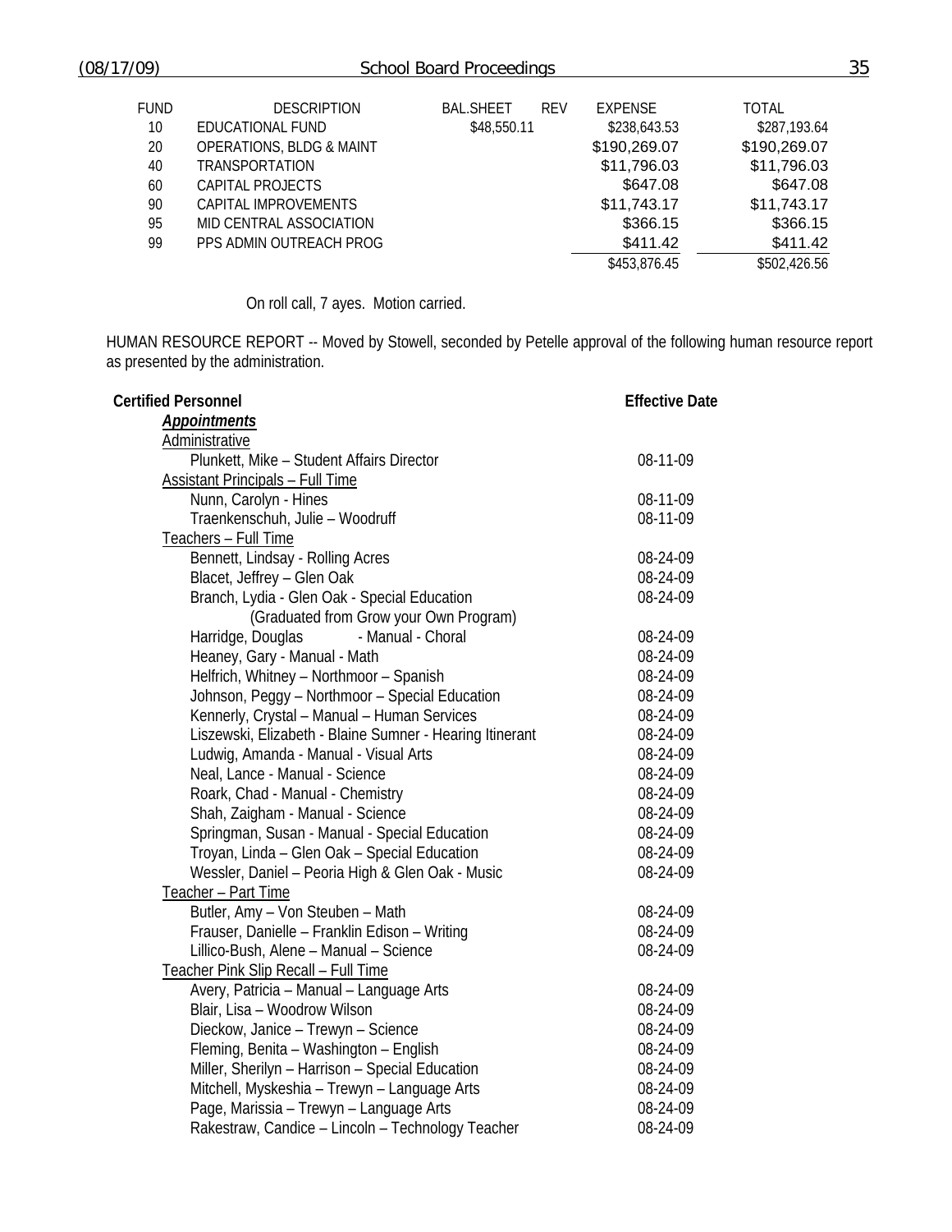| FUND | DESCRIPTION | BAL.SHEET | REV | EXPENSE | TOTAL |
|---|---|---|---|---|---|
| 10 | EDUCATIONAL FUND | $48,550.11 | | $238,643.53 | $287,193.64 |
| 20 | OPERATIONS, BLDG & MAINT | | | $190,269.07 | $190,269.07 |
| 40 | TRANSPORTATION | | | $11,796.03 | $11,796.03 |
| 60 | CAPITAL PROJECTS | | | $647.08 | $647.08 |
| 90 | CAPITAL IMPROVEMENTS | | | $11,743.17 | $11,743.17 |
| 95 | MID CENTRAL ASSOCIATION | | | $366.15 | $366.15 |
| 99 | PPS ADMIN OUTREACH PROG | | | $411.42 | $411.42 |
| | | | | $453,876.45 | $502,426.56 |

On roll call, 7 ayes. Motion carried.

HUMAN RESOURCE REPORT -- Moved by Stowell, seconded by Petelle approval of the following human resource report as presented by the administration.

| **Certified Personnel** | **Effective Date** |
|---|---|
| ***Appointments*** | |
| Administrative | |
| Plunkett, Mike – Student Affairs Director | 08-11-09 |
| Assistant Principals – Full Time | |
| Nunn, Carolyn - Hines | 08-11-09 |
| Traenkenschuh, Julie – Woodruff | 08-11-09 |
| Teachers – Full Time | |
| Bennett, Lindsay - Rolling Acres | 08-24-09 |
| Blacet, Jeffrey – Glen Oak | 08-24-09 |
| Branch, Lydia - Glen Oak - Special Education (Graduated from Grow your Own Program) | 08-24-09 |
| Harridge, Douglas - Manual - Choral | 08-24-09 |
| Heaney, Gary - Manual - Math | 08-24-09 |
| Helfrich, Whitney – Northmoor – Spanish | 08-24-09 |
| Johnson, Peggy – Northmoor – Special Education | 08-24-09 |
| Kennerly, Crystal – Manual – Human Services | 08-24-09 |
| Liszewski, Elizabeth - Blaine Sumner - Hearing Itinerant | 08-24-09 |
| Ludwig, Amanda - Manual - Visual Arts | 08-24-09 |
| Neal, Lance - Manual - Science | 08-24-09 |
| Roark, Chad - Manual - Chemistry | 08-24-09 |
| Shah, Zaigham - Manual - Science | 08-24-09 |
| Springman, Susan - Manual - Special Education | 08-24-09 |
| Troyan, Linda – Glen Oak – Special Education | 08-24-09 |
| Wessler, Daniel – Peoria High & Glen Oak - Music | 08-24-09 |
| Teacher – Part Time | |
| Butler, Amy – Von Steuben – Math | 08-24-09 |
| Frauser, Danielle – Franklin Edison – Writing | 08-24-09 |
| Lillico-Bush, Alene – Manual – Science | 08-24-09 |
| Teacher Pink Slip Recall – Full Time | |
| Avery, Patricia – Manual – Language Arts | 08-24-09 |
| Blair, Lisa – Woodrow Wilson | 08-24-09 |
| Dieckow, Janice – Trewyn – Science | 08-24-09 |
| Fleming, Benita – Washington – English | 08-24-09 |
| Miller, Sherilyn – Harrison – Special Education | 08-24-09 |
| Mitchell, Myskeshia – Trewyn – Language Arts | 08-24-09 |
| Page, Marissia – Trewyn – Language Arts | 08-24-09 |
| Rakestraw, Candice – Lincoln – Technology Teacher | 08-24-09 |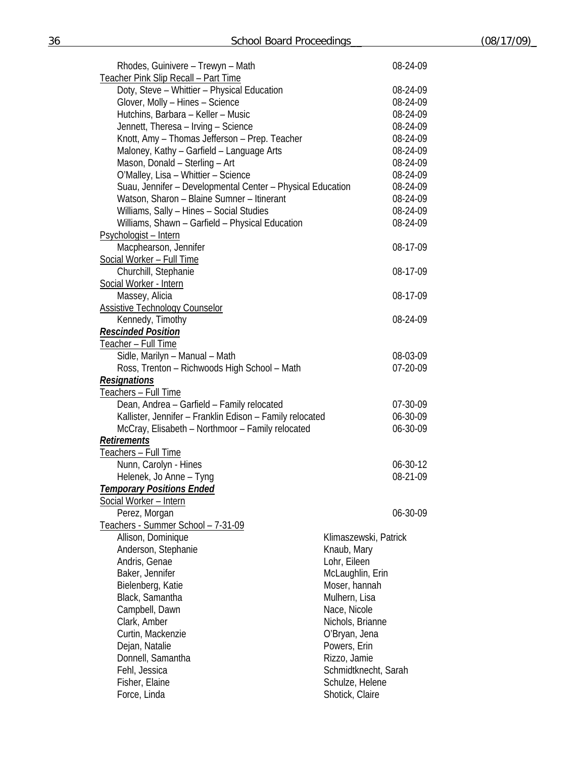Rhodes, Guinivere – Trewyn – Math 08-24-09

Teacher Pink Slip Recall – Part Time

| | |
|---|---|
| Doty, Steve – Whittier – Physical Education | 08-24-09 |
| Glover, Molly – Hines – Science | 08-24-09 |
| Hutchins, Barbara – Keller – Music | 08-24-09 |
| Jennett, Theresa – Irving – Science | 08-24-09 |
| Knott, Amy – Thomas Jefferson – Prep. Teacher | 08-24-09 |
| Maloney, Kathy – Garfield – Language Arts | 08-24-09 |
| Mason, Donald – Sterling – Art | 08-24-09 |
| O'Malley, Lisa – Whittier – Science | 08-24-09 |
| Suau, Jennifer – Developmental Center – Physical Education | 08-24-09 |
| Watson, Sharon – Blaine Sumner – Itinerant | 08-24-09 |
| Williams, Sally – Hines – Social Studies | 08-24-09 |
| Williams, Shawn – Garfield – Physical Education | 08-24-09 |

Psychologist – Intern

Macphearson, Jennifer 08-17-09

Social Worker – Full Time

Churchill, Stephanie 08-17-09

Social Worker - Intern

Massey, Alicia 08-17-09

Assistive Technology Counselor

Kennedy, Timothy 08-24-09

***Rescinded Position***

Teacher – Full Time

| | |
|---|---|
| Sidle, Marilyn – Manual – Math | 08-03-09 |
| Ross, Trenton – Richwoods High School – Math | 07-20-09 |

***Resignations***

Teachers – Full Time

| | |
|---|---|
| Dean, Andrea – Garfield – Family relocated | 07-30-09 |
| Kallister, Jennifer – Franklin Edison – Family relocated | 06-30-09 |
| McCray, Elisabeth – Northmoor – Family relocated | 06-30-09 |

***Retirements***

Teachers – Full Time

| | |
|---|---|
| Nunn, Carolyn - Hines | 06-30-12 |
| Helenek, Jo Anne – Tyng | 08-21-09 |

***Temporary Positions Ended***

Social Worker – Intern

Perez, Morgan 06-30-09

Teachers - Summer School – 7-31-09

Allison, Dominique
Anderson, Stephanie
Andris, Genae
Baker, Jennifer
Bielenberg, Katie
Black, Samantha
Campbell, Dawn
Clark, Amber
Curtin, Mackenzie
Dejan, Natalie
Donnell, Samantha
Fehl, Jessica
Fisher, Elaine
Force, Linda
Klimaszewski, Patrick
Knaub, Mary
Lohr, Eileen
McLaughlin, Erin
Moser, hannah
Mulhern, Lisa
Nace, Nicole
Nichols, Brianne
O'Bryan, Jena
Powers, Erin
Rizzo, Jamie
Schmidtknecht, Sarah
Schulze, Helene
Shotick, Claire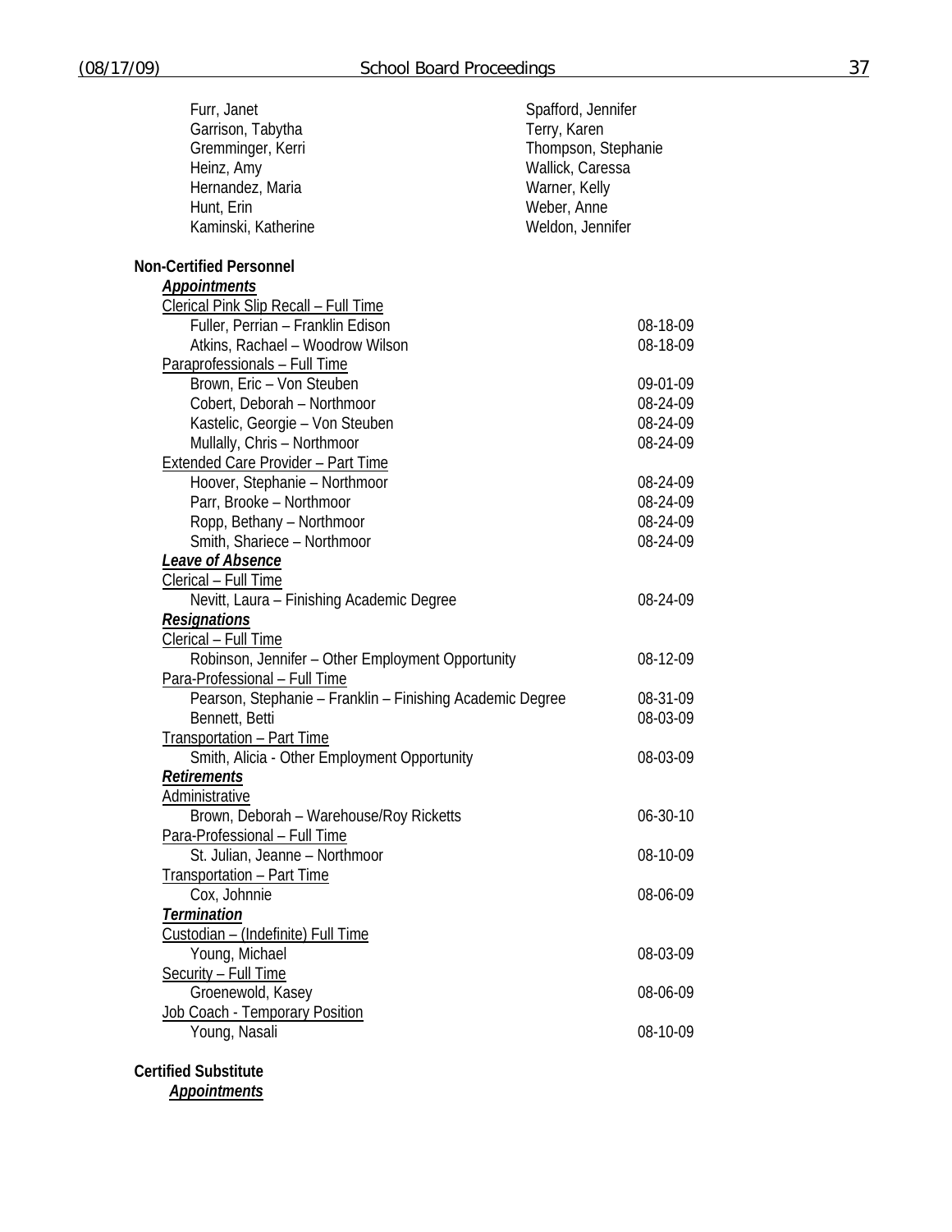Furr, Janet
Garrison, Tabytha
Gremminger, Kerri
Heinz, Amy
Hernandez, Maria
Hunt, Erin
Kaminski, Katherine
Spafford, Jennifer
Terry, Karen
Thompson, Stephanie
Wallick, Caressa
Warner, Kelly
Weber, Anne
Weldon, Jennifer

**Non-Certified Personnel**

***Appointments***

Clerical Pink Slip Recall – Full Time

| | |
|---|---|
| Fuller, Perrian – Franklin Edison | 08-18-09 |
| Atkins, Rachael – Woodrow Wilson | 08-18-09 |

Paraprofessionals – Full Time

| | |
|---|---|
| Brown, Eric – Von Steuben | 09-01-09 |
| Cobert, Deborah – Northmoor | 08-24-09 |
| Kastelic, Georgie – Von Steuben | 08-24-09 |
| Mullally, Chris – Northmoor | 08-24-09 |

Extended Care Provider – Part Time

| | |
|---|---|
| Hoover, Stephanie – Northmoor | 08-24-09 |
| Parr, Brooke – Northmoor | 08-24-09 |
| Ropp, Bethany – Northmoor | 08-24-09 |
| Smith, Shariece – Northmoor | 08-24-09 |

***Leave of Absence***

Clerical – Full Time

| | |
|---|---|
| Nevitt, Laura – Finishing Academic Degree | 08-24-09 |

***Resignations***

Clerical – Full Time

| | |
|---|---|
| Robinson, Jennifer – Other Employment Opportunity | 08-12-09 |

Para-Professional – Full Time

| | |
|---|---|
| Pearson, Stephanie – Franklin – Finishing Academic Degree | 08-31-09 |
| Bennett, Betti | 08-03-09 |

Transportation – Part Time

| | |
|---|---|
| Smith, Alicia - Other Employment Opportunity | 08-03-09 |

***Retirements***

Administrative

| | |
|---|---|
| Brown, Deborah – Warehouse/Roy Ricketts | 06-30-10 |

Para-Professional – Full Time

| | |
|---|---|
| St. Julian, Jeanne – Northmoor | 08-10-09 |

Transportation – Part Time

| | |
|---|---|
| Cox, Johnnie | 08-06-09 |

***Termination***

Custodian – (Indefinite) Full Time

| | |
|---|---|
| Young, Michael | 08-03-09 |

Security – Full Time

| | |
|---|---|
| Groenewold, Kasey | 08-06-09 |

Job Coach - Temporary Position

| | |
|---|---|
| Young, Nasali | 08-10-09 |

**Certified Substitute**

***Appointments***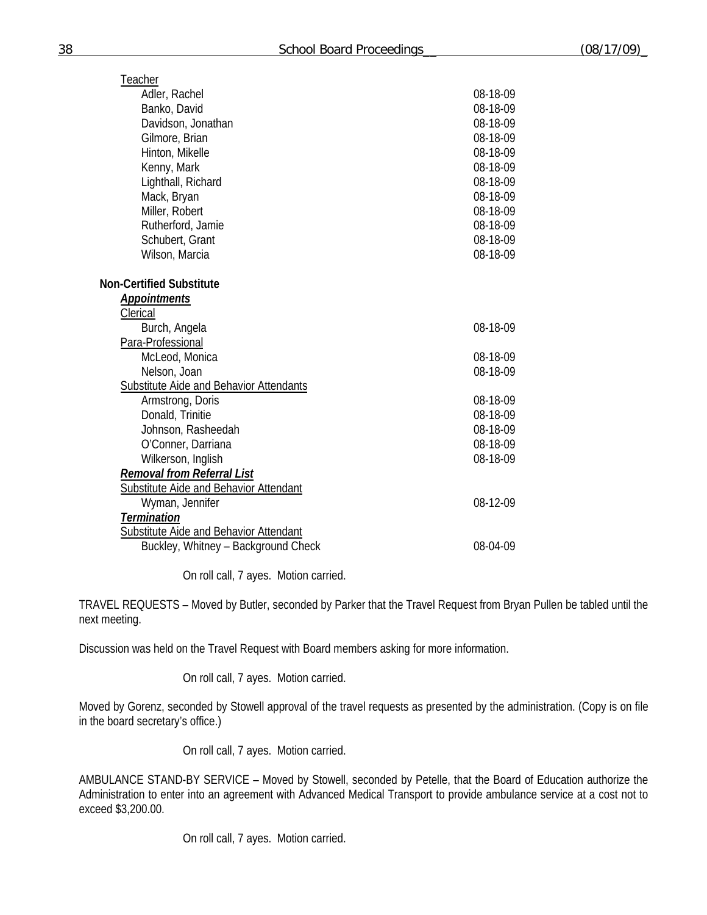Teacher

| | |
|---|---|
| Adler, Rachel | 08-18-09 |
| Banko, David | 08-18-09 |
| Davidson, Jonathan | 08-18-09 |
| Gilmore, Brian | 08-18-09 |
| Hinton, Mikelle | 08-18-09 |
| Kenny, Mark | 08-18-09 |
| Lighthall, Richard | 08-18-09 |
| Mack, Bryan | 08-18-09 |
| Miller, Robert | 08-18-09 |
| Rutherford, Jamie | 08-18-09 |
| Schubert, Grant | 08-18-09 |
| Wilson, Marcia | 08-18-09 |

**Non-Certified Substitute**

***Appointments***

Clerical

| | |
|---|---|
| Burch, Angela | 08-18-09 |

Para-Professional

| | |
|---|---|
| McLeod, Monica | 08-18-09 |
| Nelson, Joan | 08-18-09 |

Substitute Aide and Behavior Attendants

| | |
|---|---|
| Armstrong, Doris | 08-18-09 |
| Donald, Trinitie | 08-18-09 |
| Johnson, Rasheedah | 08-18-09 |
| O'Conner, Darriana | 08-18-09 |
| Wilkerson, Inglish | 08-18-09 |

***Removal from Referral List***

Substitute Aide and Behavior Attendant

| | |
|---|---|
| Wyman, Jennifer | 08-12-09 |

***Termination***

Substitute Aide and Behavior Attendant

| | |
|---|---|
| Buckley, Whitney – Background Check | 08-04-09 |

On roll call, 7 ayes. Motion carried.

TRAVEL REQUESTS – Moved by Butler, seconded by Parker that the Travel Request from Bryan Pullen be tabled until the next meeting.

Discussion was held on the Travel Request with Board members asking for more information.

On roll call, 7 ayes. Motion carried.

Moved by Gorenz, seconded by Stowell approval of the travel requests as presented by the administration. (Copy is on file in the board secretary's office.)

On roll call, 7 ayes. Motion carried.

AMBULANCE STAND-BY SERVICE – Moved by Stowell, seconded by Petelle, that the Board of Education authorize the Administration to enter into an agreement with Advanced Medical Transport to provide ambulance service at a cost not to exceed $3,200.00.

On roll call, 7 ayes. Motion carried.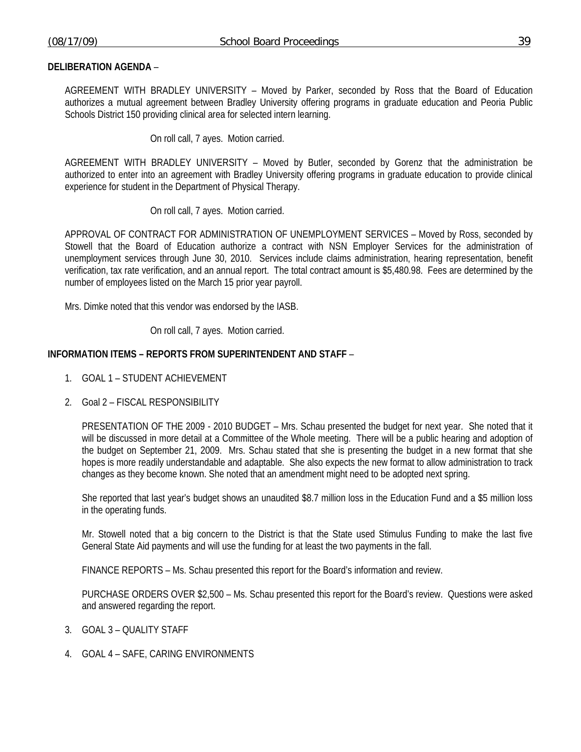**DELIBERATION AGENDA** –

AGREEMENT WITH BRADLEY UNIVERSITY – Moved by Parker, seconded by Ross that the Board of Education authorizes a mutual agreement between Bradley University offering programs in graduate education and Peoria Public Schools District 150 providing clinical area for selected intern learning.

On roll call, 7 ayes. Motion carried.

AGREEMENT WITH BRADLEY UNIVERSITY – Moved by Butler, seconded by Gorenz that the administration be authorized to enter into an agreement with Bradley University offering programs in graduate education to provide clinical experience for student in the Department of Physical Therapy.

On roll call, 7 ayes. Motion carried.

APPROVAL OF CONTRACT FOR ADMINISTRATION OF UNEMPLOYMENT SERVICES – Moved by Ross, seconded by Stowell that the Board of Education authorize a contract with NSN Employer Services for the administration of unemployment services through June 30, 2010. Services include claims administration, hearing representation, benefit verification, tax rate verification, and an annual report. The total contract amount is $5,480.98. Fees are determined by the number of employees listed on the March 15 prior year payroll.

Mrs. Dimke noted that this vendor was endorsed by the IASB.

On roll call, 7 ayes. Motion carried.

**INFORMATION ITEMS – REPORTS FROM SUPERINTENDENT AND STAFF** –

1. GOAL 1 – STUDENT ACHIEVEMENT

2. Goal 2 – FISCAL RESPONSIBILITY

   PRESENTATION OF THE 2009 - 2010 BUDGET – Mrs. Schau presented the budget for next year. She noted that it will be discussed in more detail at a Committee of the Whole meeting. There will be a public hearing and adoption of the budget on September 21, 2009. Mrs. Schau stated that she is presenting the budget in a new format that she hopes is more readily understandable and adaptable. She also expects the new format to allow administration to track changes as they become known. She noted that an amendment might need to be adopted next spring.

   She reported that last year's budget shows an unaudited $8.7 million loss in the Education Fund and a $5 million loss in the operating funds.

   Mr. Stowell noted that a big concern to the District is that the State used Stimulus Funding to make the last five General State Aid payments and will use the funding for at least the two payments in the fall.

   FINANCE REPORTS – Ms. Schau presented this report for the Board's information and review.

   PURCHASE ORDERS OVER $2,500 – Ms. Schau presented this report for the Board's review. Questions were asked and answered regarding the report.

3. GOAL 3 – QUALITY STAFF

4. GOAL 4 – SAFE, CARING ENVIRONMENTS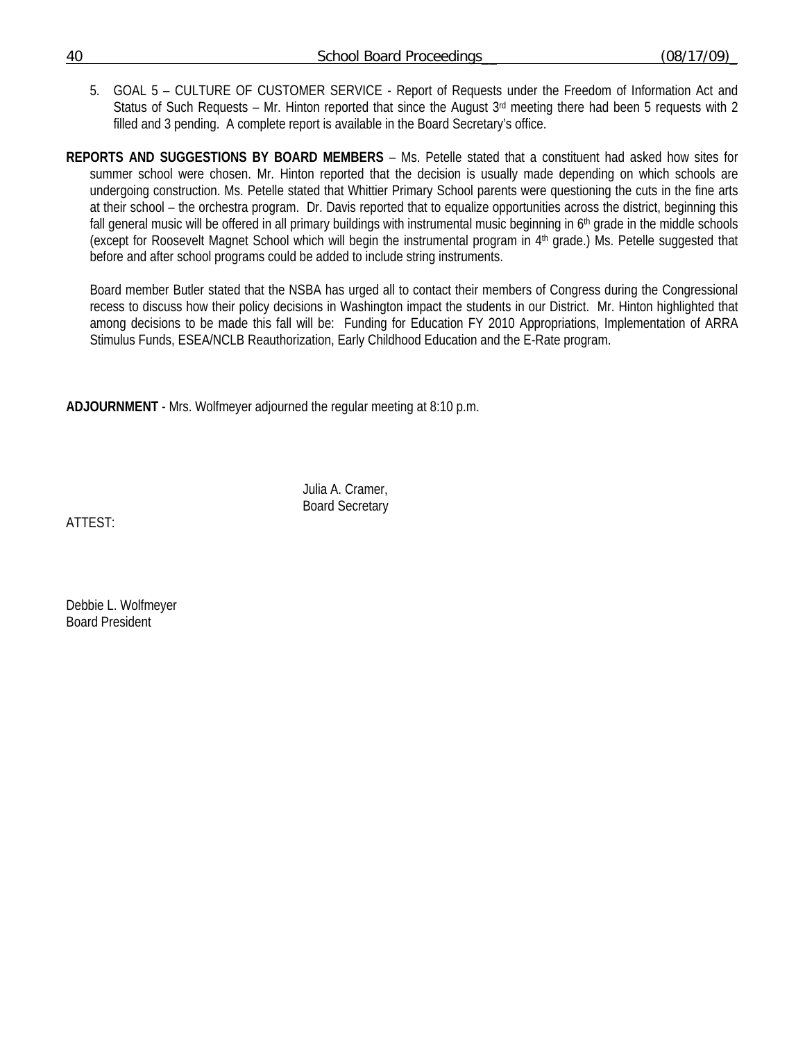5. GOAL 5 – CULTURE OF CUSTOMER SERVICE - Report of Requests under the Freedom of Information Act and Status of Such Requests – Mr. Hinton reported that since the August 3rd meeting there had been 5 requests with 2 filled and 3 pending. A complete report is available in the Board Secretary's office.

**REPORTS AND SUGGESTIONS BY BOARD MEMBERS** – Ms. Petelle stated that a constituent had asked how sites for summer school were chosen. Mr. Hinton reported that the decision is usually made depending on which schools are undergoing construction. Ms. Petelle stated that Whittier Primary School parents were questioning the cuts in the fine arts at their school – the orchestra program. Dr. Davis reported that to equalize opportunities across the district, beginning this fall general music will be offered in all primary buildings with instrumental music beginning in 6th grade in the middle schools (except for Roosevelt Magnet School which will begin the instrumental program in 4th grade.) Ms. Petelle suggested that before and after school programs could be added to include string instruments.

Board member Butler stated that the NSBA has urged all to contact their members of Congress during the Congressional recess to discuss how their policy decisions in Washington impact the students in our District. Mr. Hinton highlighted that among decisions to be made this fall will be: Funding for Education FY 2010 Appropriations, Implementation of ARRA Stimulus Funds, ESEA/NCLB Reauthorization, Early Childhood Education and the E-Rate program.

**ADJOURNMENT** - Mrs. Wolfmeyer adjourned the regular meeting at 8:10 p.m.

Julia A. Cramer,
Board Secretary

ATTEST:

Debbie L. Wolfmeyer
Board President